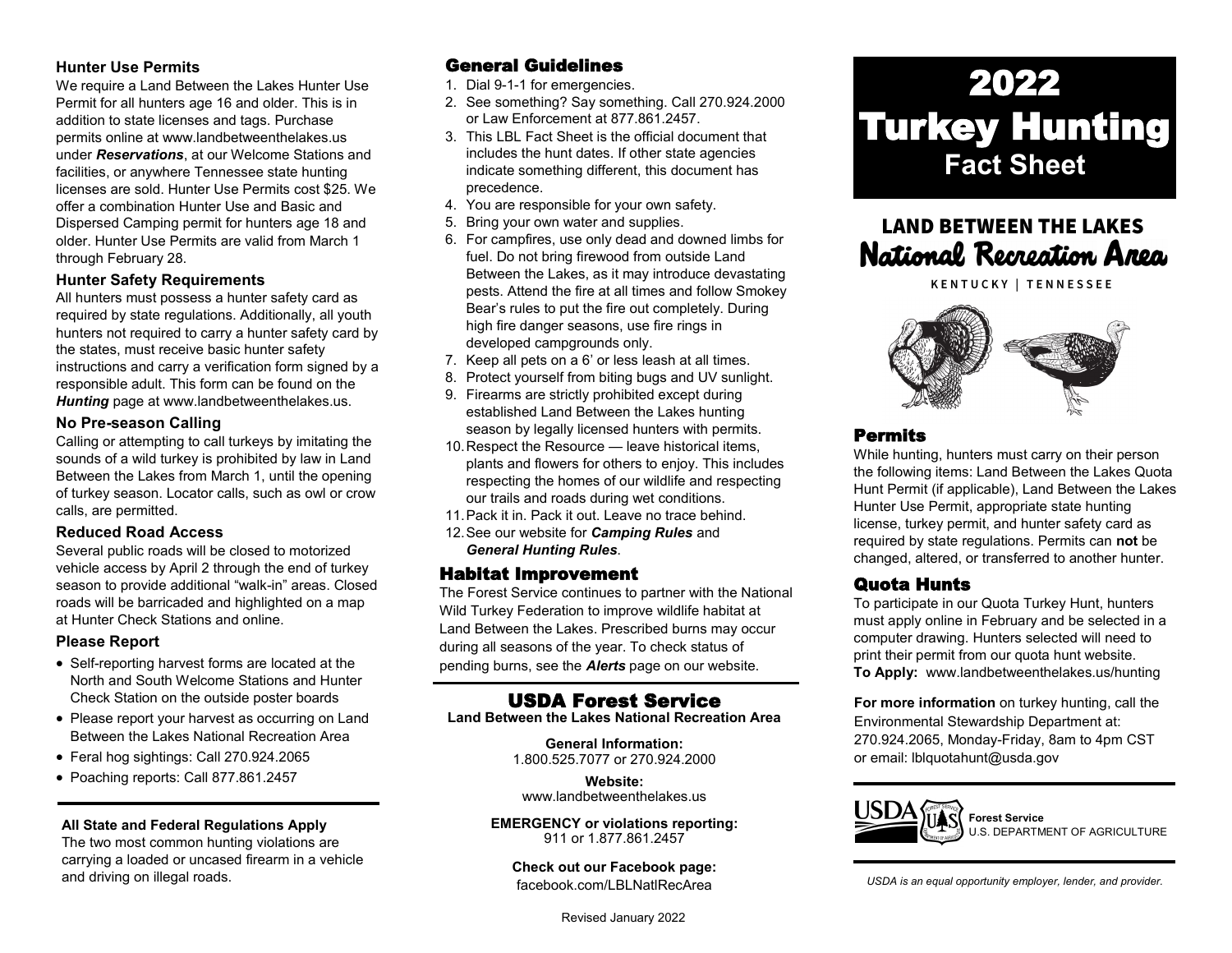### Hunter Use Permits

We require a Land Between the Lakes Hunter Use Permit for all hunters age 16 and older. This is in addition to state licenses and tags. Purchase permits online at www.landbetweenthelakes.us under ***Reservations***, at our Welcome Stations and facilities, or anywhere Tennessee state hunting licenses are sold. Hunter Use Permits cost $25. We offer a combination Hunter Use and Basic and Dispersed Camping permit for hunters age 18 and older. Hunter Use Permits are valid from March 1 through February 28.

### Hunter Safety Requirements

All hunters must possess a hunter safety card as required by state regulations. Additionally, all youth hunters not required to carry a hunter safety card by the states, must receive basic hunter safety instructions and carry a verification form signed by a responsible adult. This form can be found on the ***Hunting*** page at www.landbetweenthelakes.us.

### No Pre-season Calling

Calling or attempting to call turkeys by imitating the sounds of a wild turkey is prohibited by law in Land Between the Lakes from March 1, until the opening of turkey season. Locator calls, such as owl or crow calls, are permitted.

### Reduced Road Access

Several public roads will be closed to motorized vehicle access by April 2 through the end of turkey season to provide additional "walk-in" areas. Closed roads will be barricaded and highlighted on a map at Hunter Check Stations and online.

### Please Report

- Self-reporting harvest forms are located at the North and South Welcome Stations and Hunter Check Station on the outside poster boards
- Please report your harvest as occurring on Land Between the Lakes National Recreation Area
- Feral hog sightings: Call 270.924.2065
- Poaching reports: Call 877.861.2457

**All State and Federal Regulations Apply**

The two most common hunting violations are carrying a loaded or uncased firearm in a vehicle and driving on illegal roads.

## General Guidelines

1. Dial 9-1-1 for emergencies.
2. See something? Say something. Call 270.924.2000 or Law Enforcement at 877.861.2457.
3. This LBL Fact Sheet is the official document that includes the hunt dates. If other state agencies indicate something different, this document has precedence.
4. You are responsible for your own safety.
5. Bring your own water and supplies.
6. For campfires, use only dead and downed limbs for fuel. Do not bring firewood from outside Land Between the Lakes, as it may introduce devastating pests. Attend the fire at all times and follow Smokey Bear's rules to put the fire out completely. During high fire danger seasons, use fire rings in developed campgrounds only.
7. Keep all pets on a 6' or less leash at all times.
8. Protect yourself from biting bugs and UV sunlight.
9. Firearms are strictly prohibited except during established Land Between the Lakes hunting season by legally licensed hunters with permits.
10. Respect the Resource — leave historical items, plants and flowers for others to enjoy. This includes respecting the homes of our wildlife and respecting our trails and roads during wet conditions.
11. Pack it in. Pack it out. Leave no trace behind.
12. See our website for ***Camping Rules*** and ***General Hunting Rules***.

## Habitat Improvement

The Forest Service continues to partner with the National Wild Turkey Federation to improve wildlife habitat at Land Between the Lakes. Prescribed burns may occur during all seasons of the year. To check status of pending burns, see the ***Alerts*** page on our website.

## USDA Forest Service

**Land Between the Lakes National Recreation Area**

**General Information:**
1.800.525.7077 or 270.924.2000

**Website:**
www.landbetweenthelakes.us

**EMERGENCY or violations reporting:**
911 or 1.877.861.2457

**Check out our Facebook page:**
facebook.com/LBLNatlRecArea

Revised January 2022

# 2022 Turkey Hunting Fact Sheet

**LAND BETWEEN THE LAKES**
**National Recreation Area**
KENTUCKY | TENNESSEE

## Permits

While hunting, hunters must carry on their person the following items: Land Between the Lakes Quota Hunt Permit (if applicable), Land Between the Lakes Hunter Use Permit, appropriate state hunting license, turkey permit, and hunter safety card as required by state regulations. Permits can **not** be changed, altered, or transferred to another hunter.

## Quota Hunts

To participate in our Quota Turkey Hunt, hunters must apply online in February and be selected in a computer drawing. Hunters selected will need to print their permit from our quota hunt website.
**To Apply:** www.landbetweenthelakes.us/hunting

**For more information** on turkey hunting, call the Environmental Stewardship Department at: 270.924.2065, Monday-Friday, 8am to 4pm CST or email: lblquotahunt@usda.gov

USDA **Forest Service**
U.S. DEPARTMENT OF AGRICULTURE

*USDA is an equal opportunity employer, lender, and provider.*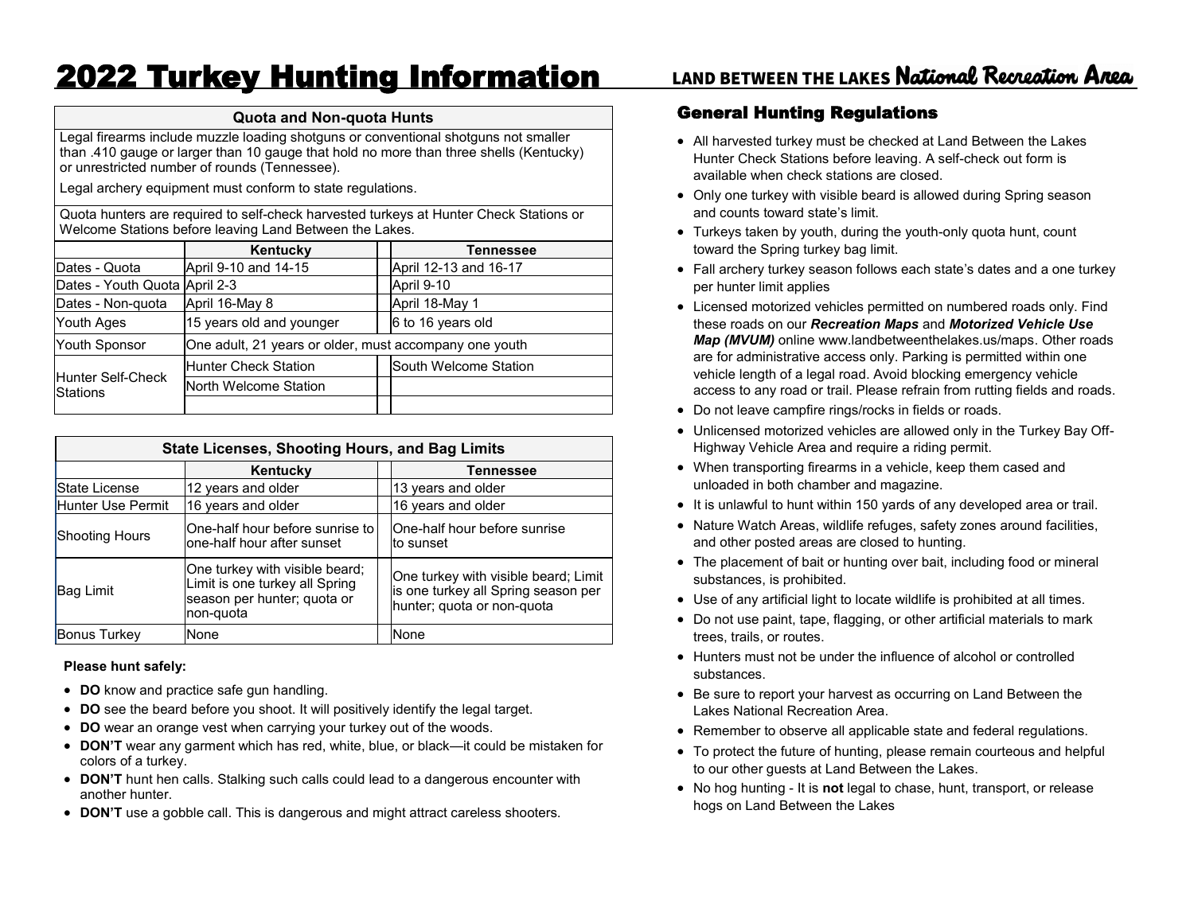# 2022 Turkey Hunting Information

LAND BETWEEN THE LAKES *National Recreation Area*

## Quota and Non-quota Hunts

Legal firearms include muzzle loading shotguns or conventional shotguns not smaller than .410 gauge or larger than 10 gauge that hold no more than three shells (Kentucky) or unrestricted number of rounds (Tennessee).

Legal archery equipment must conform to state regulations.

Quota hunters are required to self-check harvested turkeys at Hunter Check Stations or Welcome Stations before leaving Land Between the Lakes.

| | Kentucky | Tennessee |
|---|---|---|
| Dates - Quota | April 9-10 and 14-15 | April 12-13 and 16-17 |
| Dates - Youth Quota | April 2-3 | April 9-10 |
| Dates - Non-quota | April 16-May 8 | April 18-May 1 |
| Youth Ages | 15 years old and younger | 6 to 16 years old |
| Youth Sponsor | One adult, 21 years or older, must accompany one youth | |
| Hunter Self-Check Stations | Hunter Check Station | South Welcome Station |
| | North Welcome Station | |

## State Licenses, Shooting Hours, and Bag Limits

| | Kentucky | Tennessee |
|---|---|---|
| State License | 12 years and older | 13 years and older |
| Hunter Use Permit | 16 years and older | 16 years and older |
| Shooting Hours | One-half hour before sunrise to one-half hour after sunset | One-half hour before sunrise to sunset |
| Bag Limit | One turkey with visible beard; Limit is one turkey all Spring season per hunter; quota or non-quota | One turkey with visible beard; Limit is one turkey all Spring season per hunter; quota or non-quota |
| Bonus Turkey | None | None |

**Please hunt safely:**

- **DO** know and practice safe gun handling.
- **DO** see the beard before you shoot. It will positively identify the legal target.
- **DO** wear an orange vest when carrying your turkey out of the woods.
- **DON'T** wear any garment which has red, white, blue, or black—it could be mistaken for colors of a turkey.
- **DON'T** hunt hen calls. Stalking such calls could lead to a dangerous encounter with another hunter.
- **DON'T** use a gobble call. This is dangerous and might attract careless shooters.

## General Hunting Regulations

- All harvested turkey must be checked at Land Between the Lakes Hunter Check Stations before leaving. A self-check out form is available when check stations are closed.
- Only one turkey with visible beard is allowed during Spring season and counts toward state's limit.
- Turkeys taken by youth, during the youth-only quota hunt, count toward the Spring turkey bag limit.
- Fall archery turkey season follows each state's dates and a one turkey per hunter limit applies
- Licensed motorized vehicles permitted on numbered roads only. Find these roads on our ***Recreation Maps*** and ***Motorized Vehicle Use Map (MVUM)*** online www.landbetweenthelakes.us/maps. Other roads are for administrative access only. Parking is permitted within one vehicle length of a legal road. Avoid blocking emergency vehicle access to any road or trail. Please refrain from rutting fields and roads.
- Do not leave campfire rings/rocks in fields or roads.
- Unlicensed motorized vehicles are allowed only in the Turkey Bay Off-Highway Vehicle Area and require a riding permit.
- When transporting firearms in a vehicle, keep them cased and unloaded in both chamber and magazine.
- It is unlawful to hunt within 150 yards of any developed area or trail.
- Nature Watch Areas, wildlife refuges, safety zones around facilities, and other posted areas are closed to hunting.
- The placement of bait or hunting over bait, including food or mineral substances, is prohibited.
- Use of any artificial light to locate wildlife is prohibited at all times.
- Do not use paint, tape, flagging, or other artificial materials to mark trees, trails, or routes.
- Hunters must not be under the influence of alcohol or controlled substances.
- Be sure to report your harvest as occurring on Land Between the Lakes National Recreation Area.
- Remember to observe all applicable state and federal regulations.
- To protect the future of hunting, please remain courteous and helpful to our other guests at Land Between the Lakes.
- No hog hunting - It is **not** legal to chase, hunt, transport, or release hogs on Land Between the Lakes